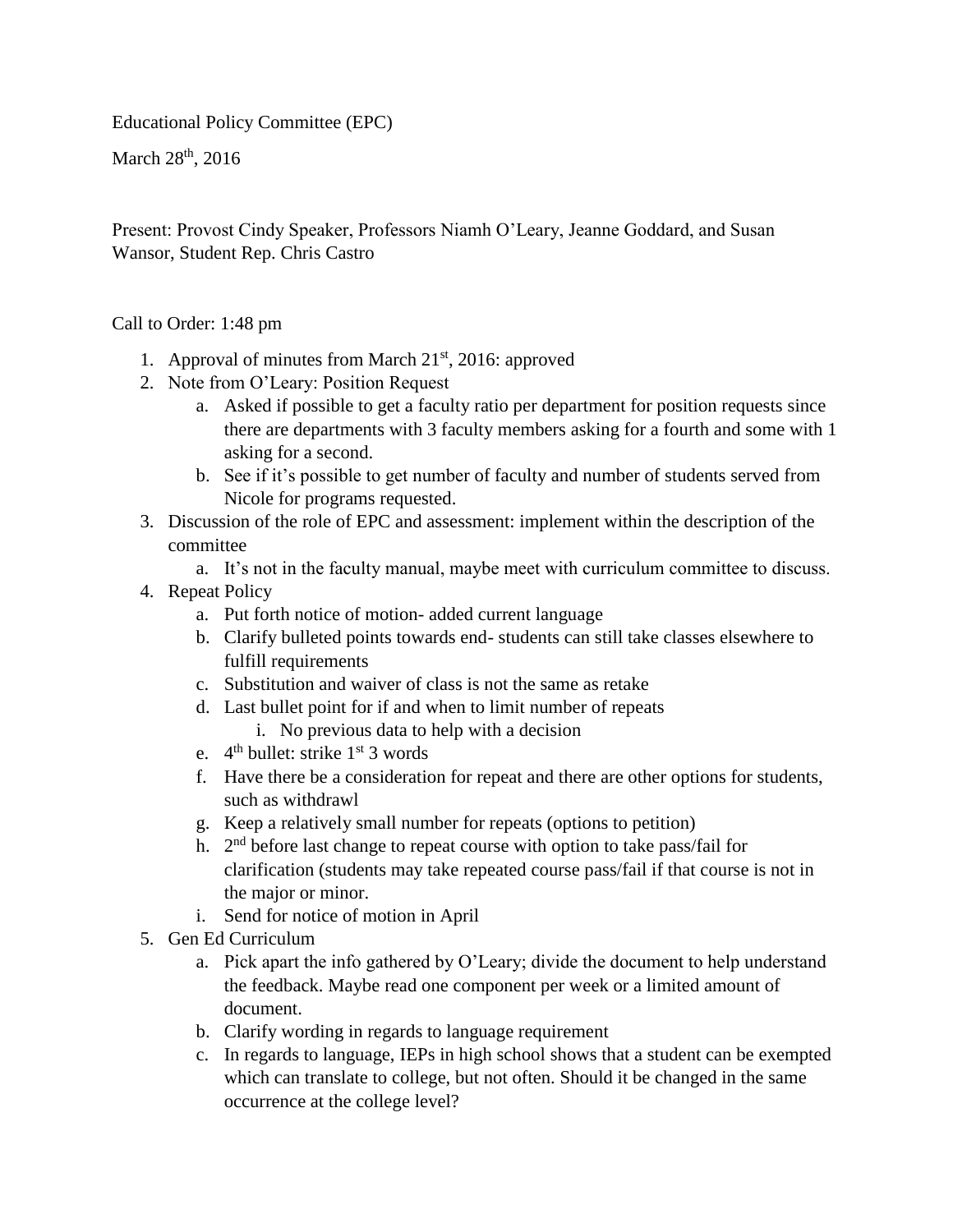Educational Policy Committee (EPC)

March 28th, 2016

Present: Provost Cindy Speaker, Professors Niamh O'Leary, Jeanne Goddard, and Susan Wansor, Student Rep. Chris Castro

Call to Order: 1:48 pm

1. Approval of minutes from March 21st, 2016: approved
2. Note from O'Leary: Position Request
    a. Asked if possible to get a faculty ratio per department for position requests since there are departments with 3 faculty members asking for a fourth and some with 1 asking for a second.
    b. See if it's possible to get number of faculty and number of students served from Nicole for programs requested.
3. Discussion of the role of EPC and assessment: implement within the description of the committee
    a. It's not in the faculty manual, maybe meet with curriculum committee to discuss.
4. Repeat Policy
    a. Put forth notice of motion- added current language
    b. Clarify bulleted points towards end- students can still take classes elsewhere to fulfill requirements
    c. Substitution and waiver of class is not the same as retake
    d. Last bullet point for if and when to limit number of repeats
        i. No previous data to help with a decision
    e. 4th bullet: strike 1st 3 words
    f. Have there be a consideration for repeat and there are other options for students, such as withdrawl
    g. Keep a relatively small number for repeats (options to petition)
    h. 2nd before last change to repeat course with option to take pass/fail for clarification (students may take repeated course pass/fail if that course is not in the major or minor.
    i. Send for notice of motion in April
5. Gen Ed Curriculum
    a. Pick apart the info gathered by O'Leary; divide the document to help understand the feedback. Maybe read one component per week or a limited amount of document.
    b. Clarify wording in regards to language requirement
    c. In regards to language, IEPs in high school shows that a student can be exempted which can translate to college, but not often. Should it be changed in the same occurrence at the college level?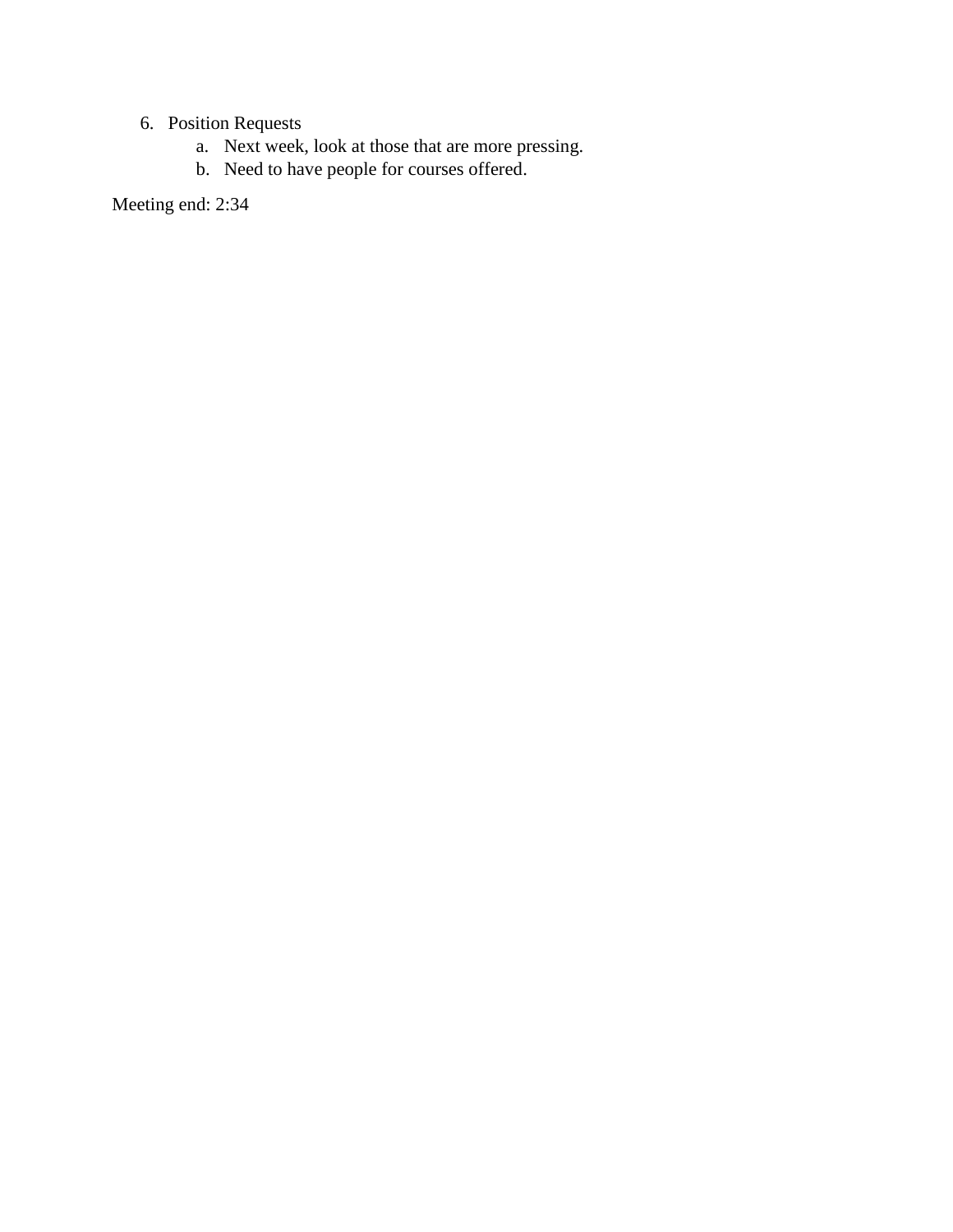6. Position Requests
    a. Next week, look at those that are more pressing.
    b. Need to have people for courses offered.

Meeting end: 2:34